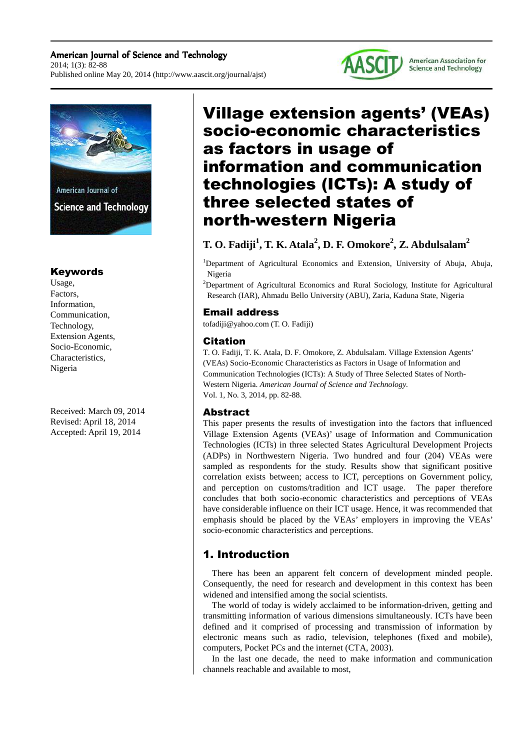# Village extension agents' (VEAs) socio-economic characteristics as factors in usage of information and communication technologies (ICTs): A study of three selected states of north-western Nigeria

**T. O. Fadiji[1], T. K. Atala[2], D. F. Omokore[2], Z. Abdulsalam[2]**

[1]Department of Agricultural Economics and Extension, University of Abuja, Abuja, Nigeria

[2]Department of Agricultural Economics and Rural Sociology, Institute for Agricultural Research (IAR), Ahmadu Bello University (ABU), Zaria, Kaduna State, Nigeria

### Email address

tofadiji@yahoo.com (T. O. Fadiji)

### Citation

T. O. Fadiji, T. K. Atala, D. F. Omokore, Z. Abdulsalam. Village Extension Agents' (VEAs) Socio-Economic Characteristics as Factors in Usage of Information and Communication Technologies (ICTs): A Study of Three Selected States of North-Western Nigeria. *American Journal of Science and Technology.* Vol. 1, No. 3, 2014, pp. 82-88.

### Keywords

Usage, Factors, Information, Communication, Technology, Extension Agents, Socio-Economic, Characteristics, Nigeria

Received: March 09, 2014
Revised: April 18, 2014
Accepted: April 19, 2014

### Abstract

This paper presents the results of investigation into the factors that influenced Village Extension Agents (VEAs)' usage of Information and Communication Technologies (ICTs) in three selected States Agricultural Development Projects (ADPs) in Northwestern Nigeria. Two hundred and four (204) VEAs were sampled as respondents for the study. Results show that significant positive correlation exists between; access to ICT, perceptions on Government policy, and perception on customs/tradition and ICT usage. The paper therefore concludes that both socio-economic characteristics and perceptions of VEAs have considerable influence on their ICT usage. Hence, it was recommended that emphasis should be placed by the VEAs' employers in improving the VEAs' socio-economic characteristics and perceptions.

## 1. Introduction

There has been an apparent felt concern of development minded people. Consequently, the need for research and development in this context has been widened and intensified among the social scientists.

The world of today is widely acclaimed to be information-driven, getting and transmitting information of various dimensions simultaneously. ICTs have been defined and it comprised of processing and transmission of information by electronic means such as radio, television, telephones (fixed and mobile), computers, Pocket PCs and the internet (CTA, 2003).

In the last one decade, the need to make information and communication channels reachable and available to most,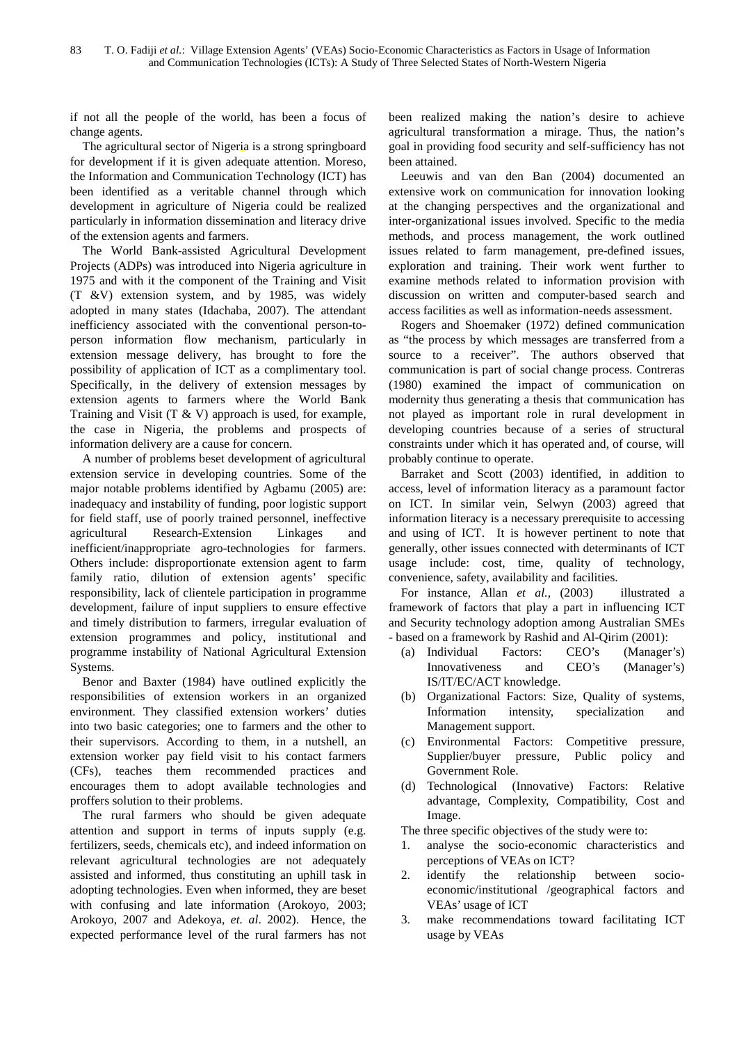if not all the people of the world, has been a focus of change agents.

The agricultural sector of Nigeria is a strong springboard for development if it is given adequate attention. Moreso, the Information and Communication Technology (ICT) has been identified as a veritable channel through which development in agriculture of Nigeria could be realized particularly in information dissemination and literacy drive of the extension agents and farmers.

The World Bank-assisted Agricultural Development Projects (ADPs) was introduced into Nigeria agriculture in 1975 and with it the component of the Training and Visit (T &V) extension system, and by 1985, was widely adopted in many states (Idachaba, 2007). The attendant inefficiency associated with the conventional person-to-person information flow mechanism, particularly in extension message delivery, has brought to fore the possibility of application of ICT as a complimentary tool. Specifically, in the delivery of extension messages by extension agents to farmers where the World Bank Training and Visit (T & V) approach is used, for example, the case in Nigeria, the problems and prospects of information delivery are a cause for concern.

A number of problems beset development of agricultural extension service in developing countries. Some of the major notable problems identified by Agbamu (2005) are: inadequacy and instability of funding, poor logistic support for field staff, use of poorly trained personnel, ineffective agricultural Research-Extension Linkages and inefficient/inappropriate agro-technologies for farmers. Others include: disproportionate extension agent to farm family ratio, dilution of extension agents' specific responsibility, lack of clientele participation in programme development, failure of input suppliers to ensure effective and timely distribution to farmers, irregular evaluation of extension programmes and policy, institutional and programme instability of National Agricultural Extension Systems.

Benor and Baxter (1984) have outlined explicitly the responsibilities of extension workers in an organized environment. They classified extension workers' duties into two basic categories; one to farmers and the other to their supervisors. According to them, in a nutshell, an extension worker pay field visit to his contact farmers (CFs), teaches them recommended practices and encourages them to adopt available technologies and proffers solution to their problems.

The rural farmers who should be given adequate attention and support in terms of inputs supply (e.g. fertilizers, seeds, chemicals etc), and indeed information on relevant agricultural technologies are not adequately assisted and informed, thus constituting an uphill task in adopting technologies. Even when informed, they are beset with confusing and late information (Arokoyo, 2003; Arokoyo, 2007 and Adekoya, *et. al*. 2002). Hence, the expected performance level of the rural farmers has not been realized making the nation's desire to achieve agricultural transformation a mirage. Thus, the nation's goal in providing food security and self-sufficiency has not been attained.

Leeuwis and van den Ban (2004) documented an extensive work on communication for innovation looking at the changing perspectives and the organizational and inter-organizational issues involved. Specific to the media methods, and process management, the work outlined issues related to farm management, pre-defined issues, exploration and training. Their work went further to examine methods related to information provision with discussion on written and computer-based search and access facilities as well as information-needs assessment.

Rogers and Shoemaker (1972) defined communication as "the process by which messages are transferred from a source to a receiver". The authors observed that communication is part of social change process. Contreras (1980) examined the impact of communication on modernity thus generating a thesis that communication has not played as important role in rural development in developing countries because of a series of structural constraints under which it has operated and, of course, will probably continue to operate.

Barraket and Scott (2003) identified, in addition to access, level of information literacy as a paramount factor on ICT. In similar vein, Selwyn (2003) agreed that information literacy is a necessary prerequisite to accessing and using of ICT. It is however pertinent to note that generally, other issues connected with determinants of ICT usage include: cost, time, quality of technology, convenience, safety, availability and facilities.

For instance, Allan *et al.,* (2003) illustrated a framework of factors that play a part in influencing ICT and Security technology adoption among Australian SMEs - based on a framework by Rashid and Al-Qirim (2001):

(a) Individual Factors: CEO's (Manager's) Innovativeness and CEO's (Manager's) IS/IT/EC/ACT knowledge.
(b) Organizational Factors: Size, Quality of systems, Information intensity, specialization and Management support.
(c) Environmental Factors: Competitive pressure, Supplier/buyer pressure, Public policy and Government Role.
(d) Technological (Innovative) Factors: Relative advantage, Complexity, Compatibility, Cost and Image.

The three specific objectives of the study were to:

1. analyse the socio-economic characteristics and perceptions of VEAs on ICT?
2. identify the relationship between socio-economic/institutional /geographical factors and VEAs' usage of ICT
3. make recommendations toward facilitating ICT usage by VEAs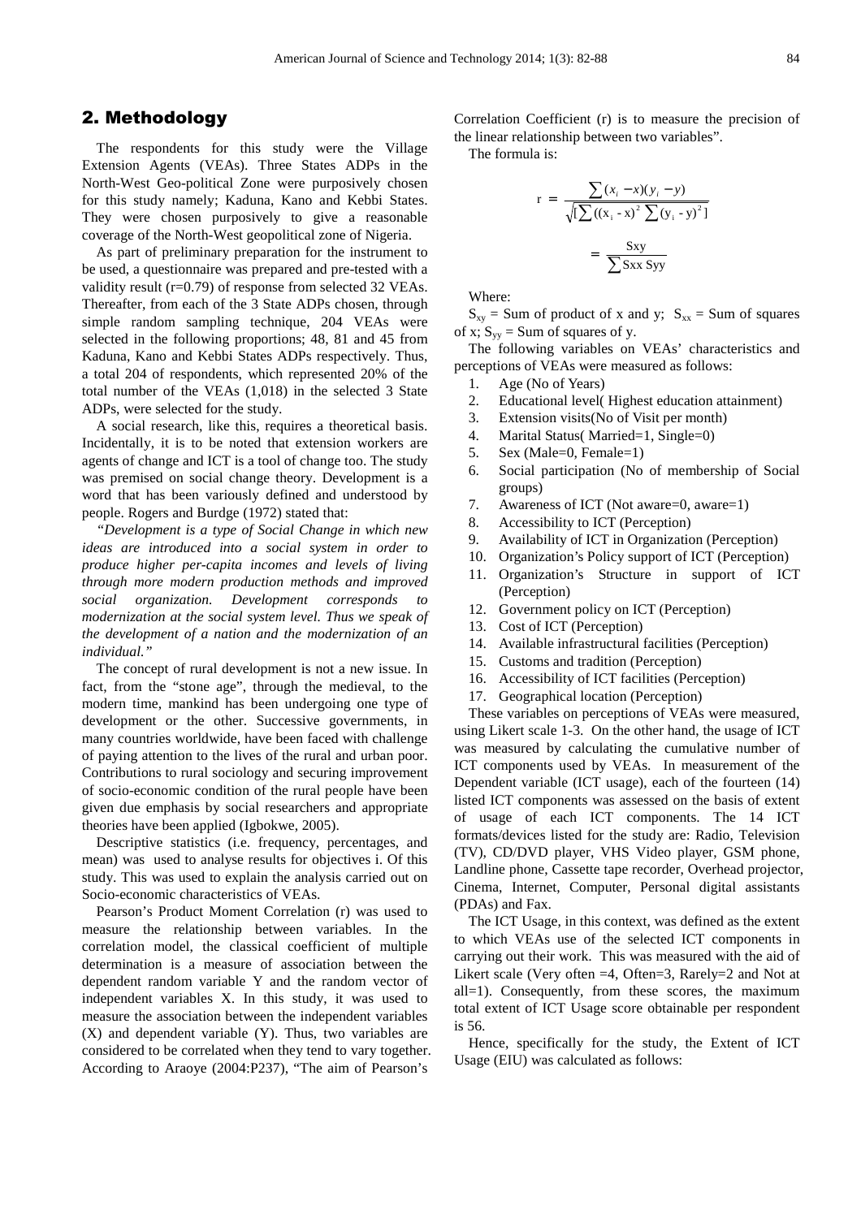## 2. Methodology

The respondents for this study were the Village Extension Agents (VEAs). Three States ADPs in the North-West Geo-political Zone were purposively chosen for this study namely; Kaduna, Kano and Kebbi States. They were chosen purposively to give a reasonable coverage of the North-West geopolitical zone of Nigeria.

As part of preliminary preparation for the instrument to be used, a questionnaire was prepared and pre-tested with a validity result (r=0.79) of response from selected 32 VEAs. Thereafter, from each of the 3 State ADPs chosen, through simple random sampling technique, 204 VEAs were selected in the following proportions; 48, 81 and 45 from Kaduna, Kano and Kebbi States ADPs respectively. Thus, a total 204 of respondents, which represented 20% of the total number of the VEAs (1,018) in the selected 3 State ADPs, were selected for the study.

A social research, like this, requires a theoretical basis. Incidentally, it is to be noted that extension workers are agents of change and ICT is a tool of change too. The study was premised on social change theory. Development is a word that has been variously defined and understood by people. Rogers and Burdge (1972) stated that:

*"Development is a type of Social Change in which new ideas are introduced into a social system in order to produce higher per-capita incomes and levels of living through more modern production methods and improved social organization. Development corresponds to modernization at the social system level. Thus we speak of the development of a nation and the modernization of an individual."*

The concept of rural development is not a new issue. In fact, from the "stone age", through the medieval, to the modern time, mankind has been undergoing one type of development or the other. Successive governments, in many countries worldwide, have been faced with challenge of paying attention to the lives of the rural and urban poor. Contributions to rural sociology and securing improvement of socio-economic condition of the rural people have been given due emphasis by social researchers and appropriate theories have been applied (Igbokwe, 2005).

Descriptive statistics (i.e. frequency, percentages, and mean) was used to analyse results for objectives i. Of this study. This was used to explain the analysis carried out on Socio-economic characteristics of VEAs.

Pearson's Product Moment Correlation (r) was used to measure the relationship between variables. In the correlation model, the classical coefficient of multiple determination is a measure of association between the dependent random variable Y and the random vector of independent variables X. In this study, it was used to measure the association between the independent variables (X) and dependent variable (Y). Thus, two variables are considered to be correlated when they tend to vary together. According to Araoye (2004:P237), "The aim of Pearson's Correlation Coefficient (r) is to measure the precision of the linear relationship between two variables".

The formula is:

$$r = \frac{\sum (x_i - x)(y_i - y)}{\sqrt{[\sum ((x_i - x)^2 \sum (y_i - y)^2]}}$$

$$= \frac{Sxy}{\sum Sxx\ Syy}$$

Where:

$S_{xy}$ = Sum of product of x and y; $S_{xx}$ = Sum of squares of x; $S_{yy}$ = Sum of squares of y.

The following variables on VEAs' characteristics and perceptions of VEAs were measured as follows:

1. Age (No of Years)
2. Educational level( Highest education attainment)
3. Extension visits(No of Visit per month)
4. Marital Status( Married=1, Single=0)
5. Sex (Male=0, Female=1)
6. Social participation (No of membership of Social groups)
7. Awareness of ICT (Not aware=0, aware=1)
8. Accessibility to ICT (Perception)
9. Availability of ICT in Organization (Perception)
10. Organization's Policy support of ICT (Perception)
11. Organization's Structure in support of ICT (Perception)
12. Government policy on ICT (Perception)
13. Cost of ICT (Perception)
14. Available infrastructural facilities (Perception)
15. Customs and tradition (Perception)
16. Accessibility of ICT facilities (Perception)
17. Geographical location (Perception)

These variables on perceptions of VEAs were measured, using Likert scale 1-3. On the other hand, the usage of ICT was measured by calculating the cumulative number of ICT components used by VEAs. In measurement of the Dependent variable (ICT usage), each of the fourteen (14) listed ICT components was assessed on the basis of extent of usage of each ICT components. The 14 ICT formats/devices listed for the study are: Radio, Television (TV), CD/DVD player, VHS Video player, GSM phone, Landline phone, Cassette tape recorder, Overhead projector, Cinema, Internet, Computer, Personal digital assistants (PDAs) and Fax.

The ICT Usage, in this context, was defined as the extent to which VEAs use of the selected ICT components in carrying out their work. This was measured with the aid of Likert scale (Very often =4, Often=3, Rarely=2 and Not at all=1). Consequently, from these scores, the maximum total extent of ICT Usage score obtainable per respondent is 56.

Hence, specifically for the study, the Extent of ICT Usage (EIU) was calculated as follows: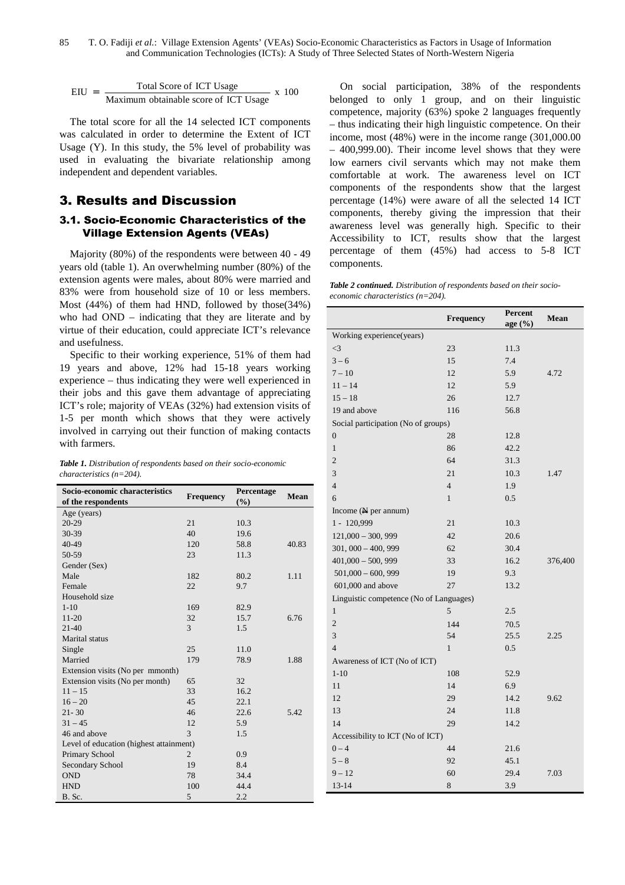$$EIU = \frac{\text{Total Score of ICT Usage}}{\text{Maximum obtainable score of ICT Usage}} \times 100$$

The total score for all the 14 selected ICT components was calculated in order to determine the Extent of ICT Usage (Y). In this study, the 5% level of probability was used in evaluating the bivariate relationship among independent and dependent variables.

## 3. Results and Discussion

### 3.1. Socio-Economic Characteristics of the Village Extension Agents (VEAs)

Majority (80%) of the respondents were between 40 - 49 years old (table 1). An overwhelming number (80%) of the extension agents were males, about 80% were married and 83% were from household size of 10 or less members. Most (44%) of them had HND, followed by those(34%) who had OND – indicating that they are literate and by virtue of their education, could appreciate ICT's relevance and usefulness.

Specific to their working experience, 51% of them had 19 years and above, 12% had 15-18 years working experience – thus indicating they were well experienced in their jobs and this gave them advantage of appreciating ICT's role; majority of VEAs (32%) had extension visits of 1-5 per month which shows that they were actively involved in carrying out their function of making contacts with farmers.

***Table 1.*** *Distribution of respondents based on their socio-economic characteristics (n=204).*

| Socio-economic characteristics of the respondents | Frequency | Percentage (%) | Mean |
|---|---|---|---|
| Age (years) | | | |
| 20-29 | 21 | 10.3 | |
| 30-39 | 40 | 19.6 | |
| 40-49 | 120 | 58.8 | 40.83 |
| 50-59 | 23 | 11.3 | |
| Gender (Sex) | | | |
| Male | 182 | 80.2 | 1.11 |
| Female | 22 | 9.7 | |
| Household size | | | |
| 1-10 | 169 | 82.9 | |
| 11-20 | 32 | 15.7 | 6.76 |
| 21-40 | 3 | 1.5 | |
| Marital status | | | |
| Single | 25 | 11.0 | |
| Married | 179 | 78.9 | 1.88 |
| Extension visits (No per mmonth) | | | |
| Extension visits (No per month) | 65 | 32 | |
| 11 – 15 | 33 | 16.2 | |
| 16 – 20 | 45 | 22.1 | |
| 21- 30 | 46 | 22.6 | 5.42 |
| 31 – 45 | 12 | 5.9 | |
| 46 and above | 3 | 1.5 | |
| Level of education (highest attainment) | | | |
| Primary School | 2 | 0.9 | |
| Secondary School | 19 | 8.4 | |
| OND | 78 | 34.4 | |
| HND | 100 | 44.4 | |
| B. Sc. | 5 | 2.2 | |

On social participation, 38% of the respondents belonged to only 1 group, and on their linguistic competence, majority (63%) spoke 2 languages frequently – thus indicating their high linguistic competence. On their income, most (48%) were in the income range (301,000.00 – 400,999.00). Their income level shows that they were low earners civil servants which may not make them comfortable at work. The awareness level on ICT components of the respondents show that the largest percentage (14%) were aware of all the selected 14 ICT components, thereby giving the impression that their awareness level was generally high. Specific to their Accessibility to ICT, results show that the largest percentage of them (45%) had access to 5-8 ICT components.

***Table 2 continued.*** *Distribution of respondents based on their socio-economic characteristics (n=204).*

| | Frequency | Percent age (%) | Mean |
|---|---|---|---|
| Working experience(years) | | | |
| <3 | 23 | 11.3 | |
| 3 – 6 | 15 | 7.4 | |
| 7 – 10 | 12 | 5.9 | 4.72 |
| 11 – 14 | 12 | 5.9 | |
| 15 – 18 | 26 | 12.7 | |
| 19 and above | 116 | 56.8 | |
| Social participation (No of groups) | | | |
| 0 | 28 | 12.8 | |
| 1 | 86 | 42.2 | |
| 2 | 64 | 31.3 | |
| 3 | 21 | 10.3 | 1.47 |
| 4 | 4 | 1.9 | |
| 6 | 1 | 0.5 | |
| Income (₦ per annum) | | | |
| 1 - 120,999 | 21 | 10.3 | |
| 121,000 – 300, 999 | 42 | 20.6 | |
| 301, 000 – 400, 999 | 62 | 30.4 | |
| 401,000 – 500, 999 | 33 | 16.2 | 376,400 |
| 501,000 – 600, 999 | 19 | 9.3 | |
| 601,000 and above | 27 | 13.2 | |
| Linguistic competence (No of Languages) | | | |
| 1 | 5 | 2.5 | |
| 2 | 144 | 70.5 | |
| 3 | 54 | 25.5 | 2.25 |
| 4 | 1 | 0.5 | |
| Awareness of ICT (No of ICT) | | | |
| 1-10 | 108 | 52.9 | |
| 11 | 14 | 6.9 | |
| 12 | 29 | 14.2 | 9.62 |
| 13 | 24 | 11.8 | |
| 14 | 29 | 14.2 | |
| Accessibility to ICT (No of ICT) | | | |
| 0 – 4 | 44 | 21.6 | |
| 5 – 8 | 92 | 45.1 | |
| 9 – 12 | 60 | 29.4 | 7.03 |
| 13-14 | 8 | 3.9 | |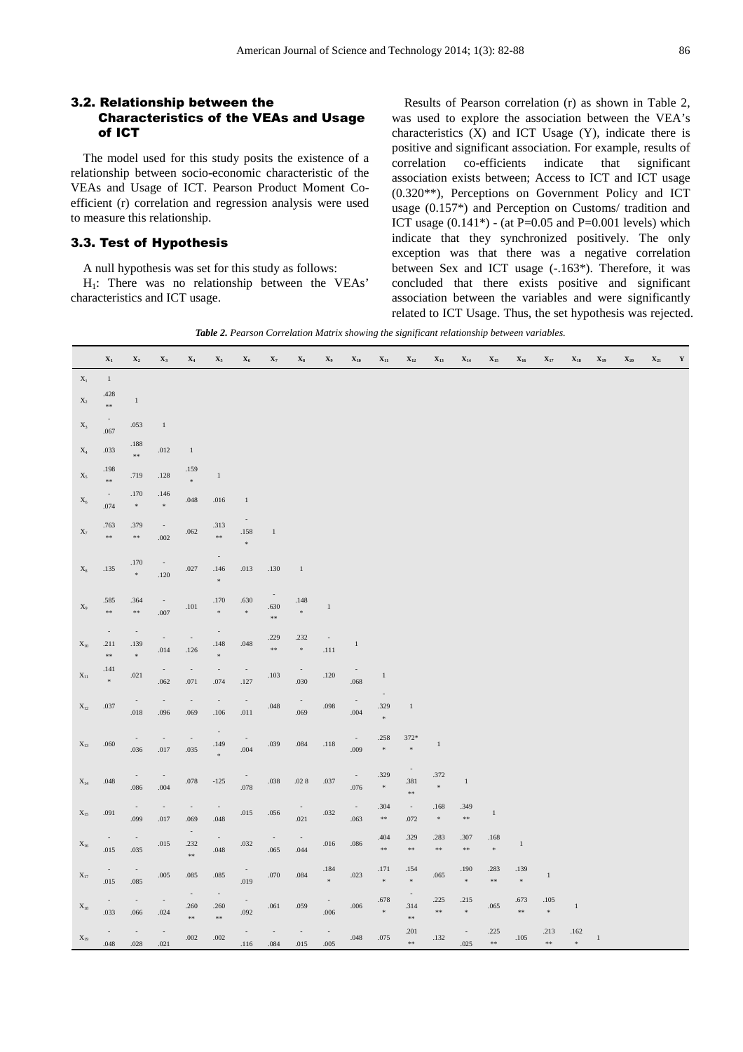### 3.2. Relationship between the Characteristics of the VEAs and Usage of ICT

The model used for this study posits the existence of a relationship between socio-economic characteristic of the VEAs and Usage of ICT. Pearson Product Moment Co-efficient (r) correlation and regression analysis were used to measure this relationship.

### 3.3. Test of Hypothesis

A null hypothesis was set for this study as follows:

$H_1$: There was no relationship between the VEAs' characteristics and ICT usage.

Results of Pearson correlation (r) as shown in Table 2, was used to explore the association between the VEA's characteristics (X) and ICT Usage (Y), indicate there is positive and significant association. For example, results of correlation co-efficients indicate that significant association exists between; Access to ICT and ICT usage (0.320**), Perceptions on Government Policy and ICT usage (0.157*) and Perception on Customs/ tradition and ICT usage (0.141*) - (at P=0.05 and P=0.001 levels) which indicate that they synchronized positively. The only exception was that there was a negative correlation between Sex and ICT usage (-.163*). Therefore, it was concluded that there exists positive and significant association between the variables and were significantly related to ICT Usage. Thus, the set hypothesis was rejected.

***Table 2.*** *Pearson Correlation Matrix showing the significant relationship between variables.*

| | $X_1$ | $X_2$ | $X_3$ | $X_4$ | $X_5$ | $X_6$ | $X_7$ | $X_8$ | $X_9$ | $X_{10}$ | $X_{11}$ | $X_{12}$ | $X_{13}$ | $X_{14}$ | $X_{15}$ | $X_{16}$ | $X_{17}$ | $X_{18}$ | $X_{19}$ | $X_{20}$ | $X_{21}$ | Y |
|---|---|---|---|---|---|---|---|---|---|---|---|---|---|---|---|---|---|---|---|---|---|---|
| $X_1$ | 1 | | | | | | | | | | | | | | | | | | | | | |
| $X_2$ | .428** | 1 | | | | | | | | | | | | | | | | | | | | |
| $X_3$ | -.067 | .053 | 1 | | | | | | | | | | | | | | | | | | | |
| $X_4$ | .033 | .188** | .012 | 1 | | | | | | | | | | | | | | | | | | |
| $X_5$ | .198** | .719 | .128 | .159* | 1 | | | | | | | | | | | | | | | | | |
| $X_6$ | -.074 | .170* | .146* | .048 | .016 | 1 | | | | | | | | | | | | | | | | |
| $X_7$ | .763** | .379** | -.002 | .062 | .313** | -.158* | 1 | | | | | | | | | | | | | | | |
| $X_8$ | .135 | .170* | -.120 | .027 | -.146* | .013 | .130 | 1 | | | | | | | | | | | | | | |
| $X_9$ | .585** | .364** | -.007 | .101 | .170* | .630* | -.630** | .148* | 1 | | | | | | | | | | | | | |
| $X_{10}$ | -.211** | -.139* | -.014 | -.126 | -.148* | .048 | .229** | .232* | -.111 | 1 | | | | | | | | | | | | |
| $X_{11}$ | .141* | .021 | -.062 | -.071 | -.074 | -.127 | .103 | -.030 | .120 | -.068 | 1 | | | | | | | | | | | |
| $X_{12}$ | .037 | -.018 | -.096 | -.069 | -.106 | -.011 | .048 | -.069 | .098 | -.004 | -.329* | 1 | | | | | | | | | | |
| $X_{13}$ | .060 | -.036 | -.017 | -.035 | -.149* | -.004 | .039 | .084 | .118 | -.009 | .258* | -372** | 1 | | | | | | | | | |
| $X_{14}$ | .048 | -.086 | -.004 | .078 | -125 | -.078 | .038 | .02 8 | .037 | -.076 | .329* | -.381** | .372* | 1 | | | | | | | | |
| $X_{15}$ | .091 | -.099 | -.017 | -.069 | -.048 | .015 | .056 | -.021 | .032 | -.063 | .304** | -.072 | .168* | .349** | 1 | | | | | | | |
| $X_{16}$ | -.015 | -.035 | .015 | -.232** | -.048 | .032 | -.065 | -.044 | .016 | .086 | .404** | .329** | .283** | .307** | .168* | 1 | | | | | | |
| $X_{17}$ | -.015 | -.085 | .005 | .085 | .085 | -.019 | .070 | .084 | .184* | .023 | .171* | .154* | .065 | .190* | .283** | .139* | 1 | | | | | |
| $X_{18}$ | -.033 | -.066 | -.024 | -.260** | -.260** | -.092 | .061 | .059 | -.006 | .006 | .678* | -.314** | .225** | .215* | .065 | .673** | .105* | 1 | | | | |
| $X_{19}$ | -.048 | -.028 | -.021 | .002 | .002 | -.116 | -.084 | -.015 | -.005 | .048 | .075 | .201** | .132 | -.025 | .225** | .105 | .213** | .162* | 1 | | | |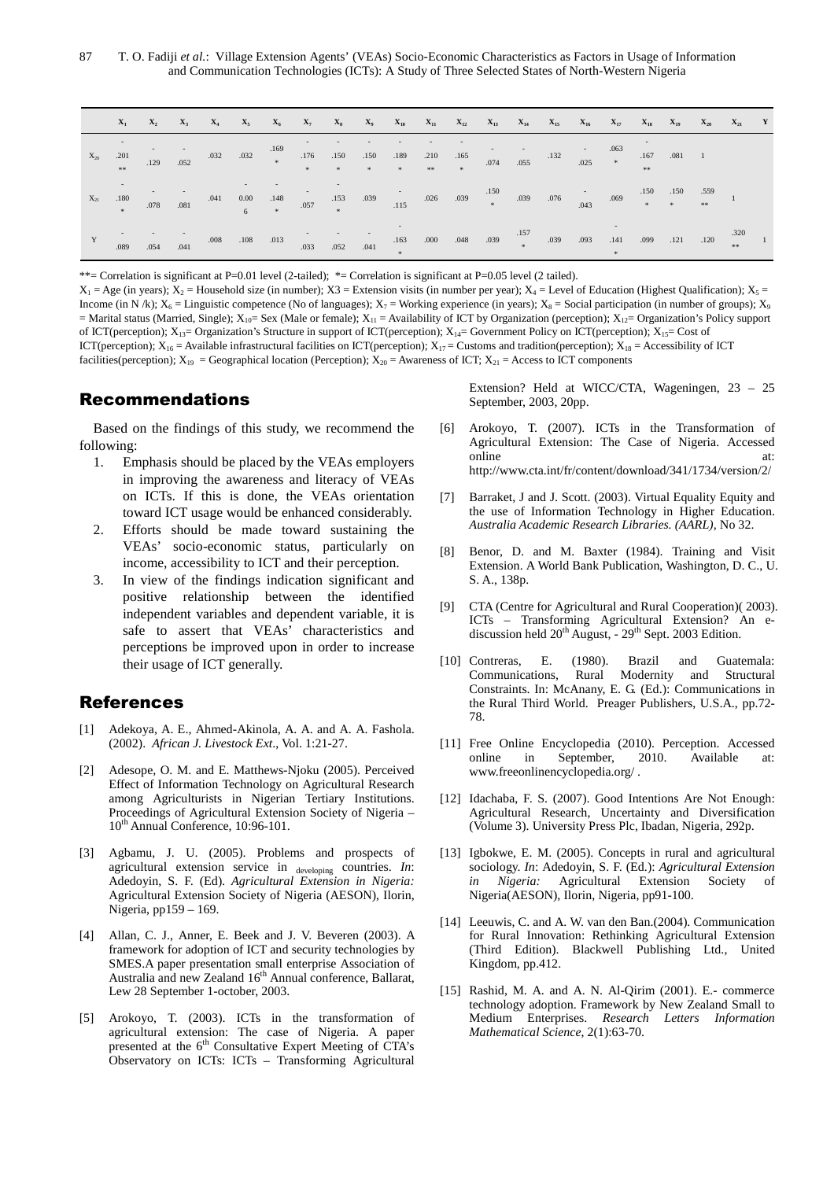| | $X_1$ | $X_2$ | $X_3$ | $X_4$ | $X_5$ | $X_6$ | $X_7$ | $X_8$ | $X_9$ | $X_{10}$ | $X_{11}$ | $X_{12}$ | $X_{13}$ | $X_{14}$ | $X_{15}$ | $X_{16}$ | $X_{17}$ | $X_{18}$ | $X_{19}$ | $X_{20}$ | $X_{21}$ | Y |
|---|---|---|---|---|---|---|---|---|---|---|---|---|---|---|---|---|---|---|---|---|---|---|
| $X_{20}$ | -.201** | -.129 | -.052 | .032 | .032 | .169* | -.176* | -.150* | -.150* | -.189* | -.210** | -.165* | -.074 | -.055 | .132 | -.025 | .063* | -.167** | .081 | 1 | | |
| $X_{21}$ | -.180* | -.078 | -.081 | .041 | -0.006 | -.148* | -.057 | -.153* | .039 | -.115 | .026 | .039 | .150* | .039 | .076 | -.043 | .069 | .150* | .150* | .559** | 1 | |
| Y | -.089 | -.054 | -.041 | .008 | .108 | .013 | -.033 | -.052 | -.041 | -.163* | .000 | .048 | .039 | .157* | .039 | .093 | -.141* | .099 | .121 | .120 | .320** | 1 |

**= Correlation is significant at P=0.01 level (2-tailed); *= Correlation is significant at P=0.05 level (2 tailed).

$X_1$ = Age (in years); $X_2$ = Household size (in number); X3 = Extension visits (in number per year); $X_4$ = Level of Education (Highest Qualification); $X_5$ = Income (in N /k); $X_6$ = Linguistic competence (No of languages); $X_7$ = Working experience (in years); $X_8$ = Social participation (in number of groups); $X_9$ = Marital status (Married, Single); $X_{10}$= Sex (Male or female); $X_{11}$ = Availability of ICT by Organization (perception); $X_{12}$= Organization's Policy support of ICT(perception); $X_{13}$= Organization's Structure in support of ICT(perception); $X_{14}$= Government Policy on ICT(perception); $X_{15}$= Cost of ICT(perception); $X_{16}$ = Available infrastructural facilities on ICT(perception); $X_{17}$ = Customs and tradition(perception); $X_{18}$ = Accessibility of ICT facilities(perception); $X_{19}$ = Geographical location (Perception); $X_{20}$ = Awareness of ICT; $X_{21}$ = Access to ICT components

## Recommendations

Based on the findings of this study, we recommend the following:

1. Emphasis should be placed by the VEAs employers in improving the awareness and literacy of VEAs on ICTs. If this is done, the VEAs orientation toward ICT usage would be enhanced considerably.
2. Efforts should be made toward sustaining the VEAs' socio-economic status, particularly on income, accessibility to ICT and their perception.
3. In view of the findings indication significant and positive relationship between the identified independent variables and dependent variable, it is safe to assert that VEAs' characteristics and perceptions be improved upon in order to increase their usage of ICT generally.

## References

[1] Adekoya, A. E., Ahmed-Akinola, A. A. and A. A. Fashola. (2002). *African J. Livestock Ext*., Vol. 1:21-27.

[2] Adesope, O. M. and E. Matthews-Njoku (2005). Perceived Effect of Information Technology on Agricultural Research among Agriculturists in Nigerian Tertiary Institutions. Proceedings of Agricultural Extension Society of Nigeria – 10th Annual Conference, 10:96-101.

[3] Agbamu, J. U. (2005). Problems and prospects of agricultural extension service in developing countries. *In*: Adedoyin, S. F. (Ed). *Agricultural Extension in Nigeria:* Agricultural Extension Society of Nigeria (AESON), Ilorin, Nigeria, pp159 – 169.

[4] Allan, C. J., Anner, E. Beek and J. V. Beveren (2003). A framework for adoption of ICT and security technologies by SMES.A paper presentation small enterprise Association of Australia and new Zealand 16th Annual conference, Ballarat, Lew 28 September 1-october, 2003.

[5] Arokoyo, T. (2003). ICTs in the transformation of agricultural extension: The case of Nigeria. A paper presented at the 6th Consultative Expert Meeting of CTA's Observatory on ICTs: ICTs – Transforming Agricultural Extension? Held at WICC/CTA, Wageningen, 23 – 25 September, 2003, 20pp.

[6] Arokoyo, T. (2007). ICTs in the Transformation of Agricultural Extension: The Case of Nigeria. Accessed online at: http://www.cta.int/fr/content/download/341/1734/version/2/

[7] Barraket, J and J. Scott. (2003). Virtual Equality Equity and the use of Information Technology in Higher Education. *Australia Academic Research Libraries. (AARL)*, No 32.

[8] Benor, D. and M. Baxter (1984). Training and Visit Extension. A World Bank Publication, Washington, D. C., U. S. A., 138p.

[9] CTA (Centre for Agricultural and Rural Cooperation)( 2003). ICTs – Transforming Agricultural Extension? An e-discussion held 20th August, - 29th Sept. 2003 Edition.

[10] Contreras, E. (1980). Brazil and Guatemala: Communications, Rural Modernity and Structural Constraints. In: McAnany, E. G. (Ed.): Communications in the Rural Third World. Preager Publishers, U.S.A., pp.72-78.

[11] Free Online Encyclopedia (2010). Perception. Accessed online in September, 2010. Available at: www.freeonlinencyclopedia.org/ .

[12] Idachaba, F. S. (2007). Good Intentions Are Not Enough: Agricultural Research, Uncertainty and Diversification (Volume 3). University Press Plc, Ibadan, Nigeria, 292p.

[13] Igbokwe, E. M. (2005). Concepts in rural and agricultural sociology. *In*: Adedoyin, S. F. (Ed.): *Agricultural Extension in Nigeria:* Agricultural Extension Society of Nigeria(AESON), Ilorin, Nigeria, pp91-100.

[14] Leeuwis, C. and A. W. van den Ban.(2004). Communication for Rural Innovation: Rethinking Agricultural Extension (Third Edition). Blackwell Publishing Ltd., United Kingdom, pp.412.

[15] Rashid, M. A. and A. N. Al-Qirim (2001). E.- commerce technology adoption. Framework by New Zealand Small to Medium Enterprises. *Research Letters Information Mathematical Science*, 2(1):63-70.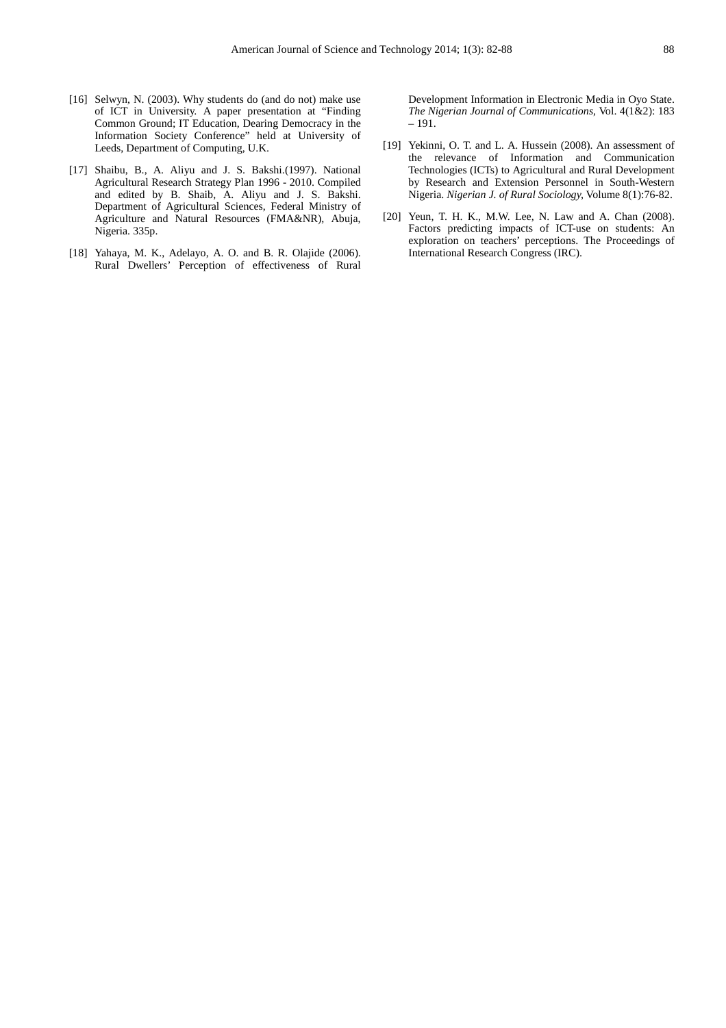[16] Selwyn, N. (2003). Why students do (and do not) make use of ICT in University. A paper presentation at "Finding Common Ground; IT Education, Dearing Democracy in the Information Society Conference" held at University of Leeds, Department of Computing, U.K.

[17] Shaibu, B., A. Aliyu and J. S. Bakshi.(1997). National Agricultural Research Strategy Plan 1996 - 2010. Compiled and edited by B. Shaib, A. Aliyu and J. S. Bakshi. Department of Agricultural Sciences, Federal Ministry of Agriculture and Natural Resources (FMA&NR), Abuja, Nigeria. 335p.

[18] Yahaya, M. K., Adelayo, A. O. and B. R. Olajide (2006). Rural Dwellers' Perception of effectiveness of Rural Development Information in Electronic Media in Oyo State. *The Nigerian Journal of Communications*, Vol. 4(1&2): 183 – 191.

[19] Yekinni, O. T. and L. A. Hussein (2008). An assessment of the relevance of Information and Communication Technologies (ICTs) to Agricultural and Rural Development by Research and Extension Personnel in South-Western Nigeria. *Nigerian J. of Rural Sociology*, Volume 8(1):76-82.

[20] Yeun, T. H. K., M.W. Lee, N. Law and A. Chan (2008). Factors predicting impacts of ICT-use on students: An exploration on teachers' perceptions. The Proceedings of International Research Congress (IRC).